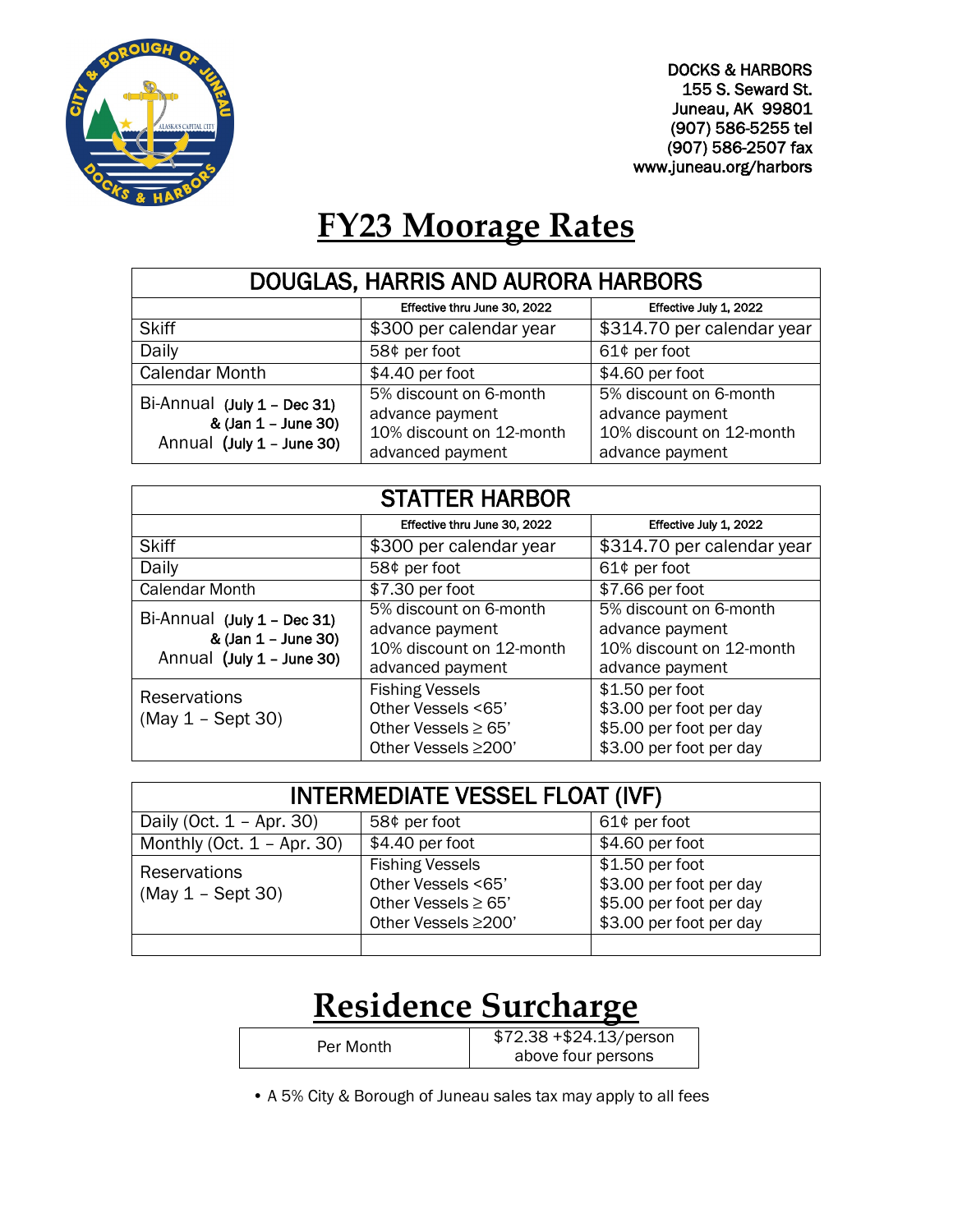DOCKS & HARBORS
155 S. Seward St.
Juneau, AK 99801
(907) 586-5255 tel
(907) 586-2507 fax
www.juneau.org/harbors

# FY23 Moorage Rates

| DOUGLAS, HARRIS AND AURORA HARBORS | | |
|---|---|---|
| | Effective thru June 30, 2022 | Effective July 1, 2022 |
| Skiff | $300 per calendar year | $314.70 per calendar year |
| Daily | 58¢ per foot | 61¢ per foot |
| Calendar Month | $4.40 per foot | $4.60 per foot |
| Bi-Annual (July 1 – Dec 31) & (Jan 1 – June 30) Annual (July 1 – June 30) | 5% discount on 6-month advance payment 10% discount on 12-month advanced payment | 5% discount on 6-month advance payment 10% discount on 12-month advance payment |

| STATTER HARBOR | | |
|---|---|---|
| | Effective thru June 30, 2022 | Effective July 1, 2022 |
| Skiff | $300 per calendar year | $314.70 per calendar year |
| Daily | 58¢ per foot | 61¢ per foot |
| Calendar Month | $7.30 per foot | $7.66 per foot |
| Bi-Annual (July 1 – Dec 31) & (Jan 1 – June 30) Annual (July 1 – June 30) | 5% discount on 6-month advance payment 10% discount on 12-month advanced payment | 5% discount on 6-month advance payment 10% discount on 12-month advance payment |
| Reservations (May 1 – Sept 30) | Fishing Vessels<br>Other Vessels <65'<br>Other Vessels ≥ 65'<br>Other Vessels ≥200' | $1.50 per foot<br>$3.00 per foot per day<br>$5.00 per foot per day<br>$3.00 per foot per day |

| INTERMEDIATE VESSEL FLOAT (IVF) | | |
|---|---|---|
| Daily (Oct. 1 – Apr. 30) | 58¢ per foot | 61¢ per foot |
| Monthly (Oct. 1 – Apr. 30) | $4.40 per foot | $4.60 per foot |
| Reservations (May 1 – Sept 30) | Fishing Vessels<br>Other Vessels <65'<br>Other Vessels ≥ 65'<br>Other Vessels ≥200' | $1.50 per foot<br>$3.00 per foot per day<br>$5.00 per foot per day<br>$3.00 per foot per day |
| | | |

# Residence Surcharge

| Per Month | $72.38 +$24.13/person above four persons |
|---|---|

- A 5% City & Borough of Juneau sales tax may apply to all fees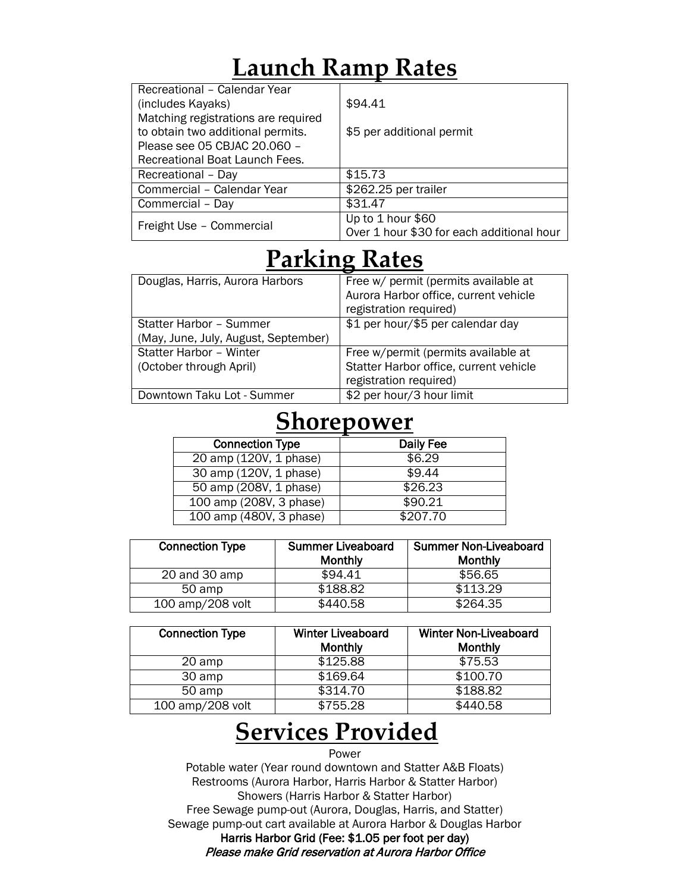# Launch Ramp Rates

| | |
|---|---|
| Recreational – Calendar Year (includes Kayaks) Matching registrations are required to obtain two additional permits. Please see 05 CBJAC 20.060 – Recreational Boat Launch Fees. | $94.41<br><br>$5 per additional permit |
| Recreational – Day | $15.73 |
| Commercial – Calendar Year | $262.25 per trailer |
| Commercial – Day | $31.47 |
| Freight Use – Commercial | Up to 1 hour $60<br>Over 1 hour $30 for each additional hour |

# Parking Rates

| | |
|---|---|
| Douglas, Harris, Aurora Harbors | Free w/ permit (permits available at Aurora Harbor office, current vehicle registration required) |
| Statter Harbor – Summer (May, June, July, August, September) | $1 per hour/$5 per calendar day |
| Statter Harbor – Winter (October through April) | Free w/permit (permits available at Statter Harbor office, current vehicle registration required) |
| Downtown Taku Lot - Summer | $2 per hour/3 hour limit |

# Shorepower

| Connection Type | Daily Fee |
|---|---|
| 20 amp (120V, 1 phase) | $6.29 |
| 30 amp (120V, 1 phase) | $9.44 |
| 50 amp (208V, 1 phase) | $26.23 |
| 100 amp (208V, 3 phase) | $90.21 |
| 100 amp (480V, 3 phase) | $207.70 |

| Connection Type | Summer Liveaboard Monthly | Summer Non-Liveaboard Monthly |
|---|---|---|
| 20 and 30 amp | $94.41 | $56.65 |
| 50 amp | $188.82 | $113.29 |
| 100 amp/208 volt | $440.58 | $264.35 |

| Connection Type | Winter Liveaboard Monthly | Winter Non-Liveaboard Monthly |
|---|---|---|
| 20 amp | $125.88 | $75.53 |
| 30 amp | $169.64 | $100.70 |
| 50 amp | $314.70 | $188.82 |
| 100 amp/208 volt | $755.28 | $440.58 |

# Services Provided

Power

Potable water (Year round downtown and Statter A&B Floats)

Restrooms (Aurora Harbor, Harris Harbor & Statter Harbor)

Showers (Harris Harbor & Statter Harbor)

Free Sewage pump-out (Aurora, Douglas, Harris, and Statter)

Sewage pump-out cart available at Aurora Harbor & Douglas Harbor

**Harris Harbor Grid (Fee: $1.05 per foot per day)**

***Please make Grid reservation at Aurora Harbor Office***